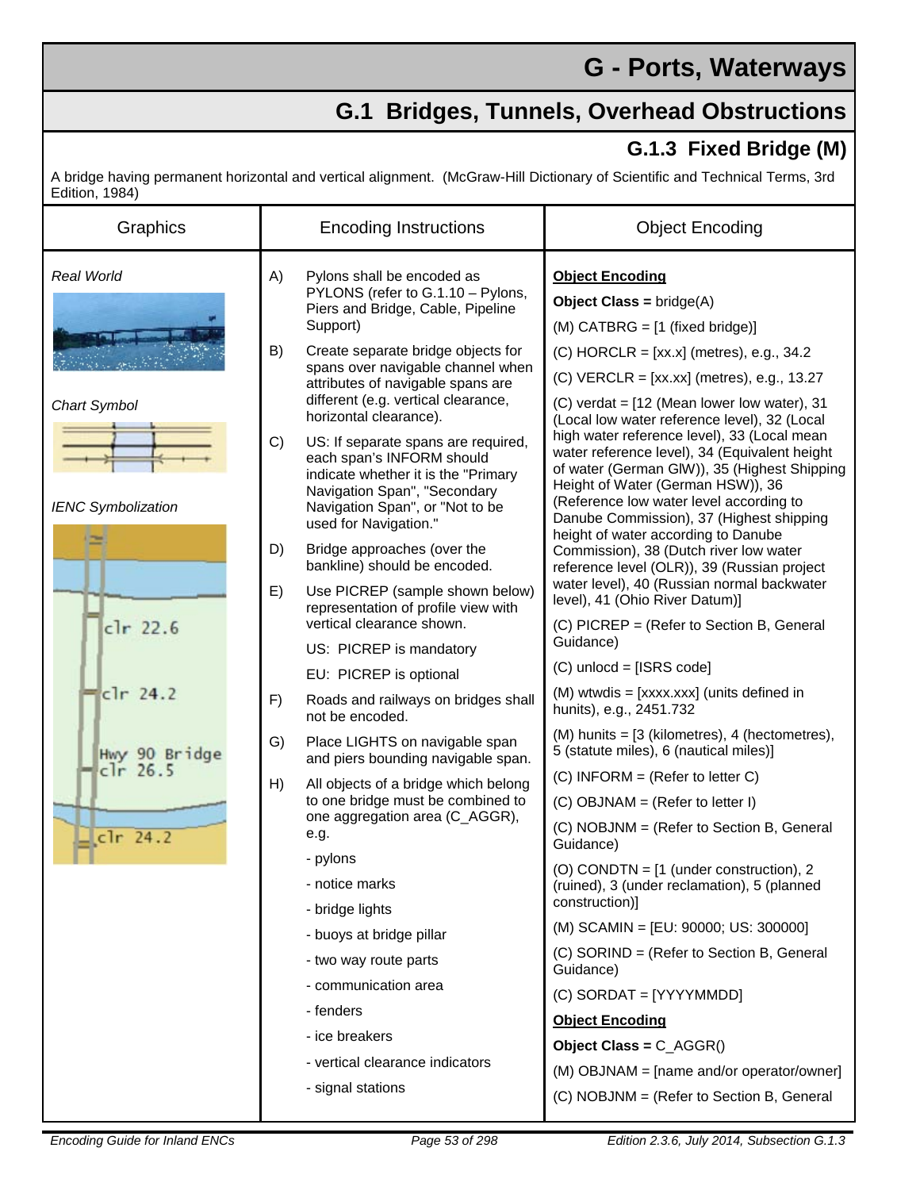# G - Ports, Waterways

## G.1 Bridges, Tunnels, Overhead Obstructions

### G.1.3 Fixed Bridge (M)

A bridge having permanent horizontal and vertical alignment. (McGraw-Hill Dictionary of Scientific and Technical Terms, 3rd Edition, 1984)

| Graphics | Encoding Instructions | Object Encoding |
|---|---|---|
| *Real World*<br><br>*Chart Symbol*<br><br>*IENC Symbolization*<br><br>clr 22.6<br>clr 24.2<br>Hwy 90 Bridge clr 26.5<br>clr 24.2 | A) Pylons shall be encoded as PYLONS (refer to G.1.10 – Pylons, Piers and Bridge, Cable, Pipeline Support)<br><br>B) Create separate bridge objects for spans over navigable channel when attributes of navigable spans are different (e.g. vertical clearance, horizontal clearance).<br><br>C) US: If separate spans are required, each span's INFORM should indicate whether it is the "Primary Navigation Span", "Secondary Navigation Span", or "Not to be used for Navigation."<br><br>D) Bridge approaches (over the bankline) should be encoded.<br><br>E) Use PICREP (sample shown below) representation of profile view with vertical clearance shown.<br>US: PICREP is mandatory<br>EU: PICREP is optional<br><br>F) Roads and railways on bridges shall not be encoded.<br><br>G) Place LIGHTS on navigable span and piers bounding navigable span.<br><br>H) All objects of a bridge which belong to one bridge must be combined to one aggregation area (C_AGGR), e.g.<br>- pylons<br>- notice marks<br>- bridge lights<br>- buoys at bridge pillar<br>- two way route parts<br>- communication area<br>- fenders<br>- ice breakers<br>- vertical clearance indicators<br>- signal stations | **Object Encoding**<br>**Object Class =** bridge(A)<br>(M) CATBRG = [1 (fixed bridge)]<br>(C) HORCLR = [xx.x] (metres), e.g., 34.2<br>(C) VERCLR = [xx.xx] (metres), e.g., 13.27<br>(C) verdat = [12 (Mean lower low water), 31 (Local low water reference level), 32 (Local high water reference level), 33 (Local mean water reference level), 34 (Equivalent height of water (German GlW)), 35 (Highest Shipping Height of Water (German HSW)), 36 (Reference low water level according to Danube Commission), 37 (Highest shipping height of water according to Danube Commission), 38 (Dutch river low water reference level (OLR)), 39 (Russian project water level), 40 (Russian normal backwater level), 41 (Ohio River Datum)]<br>(C) PICREP = (Refer to Section B, General Guidance)<br>(C) unlocd = [ISRS code]<br>(M) wtwdis = [xxxx.xxx] (units defined in hunits), e.g., 2451.732<br>(M) hunits = [3 (kilometres), 4 (hectometres), 5 (statute miles), 6 (nautical miles)]<br>(C) INFORM = (Refer to letter C)<br>(C) OBJNAM = (Refer to letter I)<br>(C) NOBJNM = (Refer to Section B, General Guidance)<br>(O) CONDTN = [1 (under construction), 2 (ruined), 3 (under reclamation), 5 (planned construction)]<br>(M) SCAMIN = [EU: 90000; US: 300000]<br>(C) SORIND = (Refer to Section B, General Guidance)<br>(C) SORDAT = [YYYYMMDD]<br>**Object Encoding**<br>**Object Class =** C_AGGR()<br>(M) OBJNAM = [name and/or operator/owner]<br>(C) NOBJNM = (Refer to Section B, General |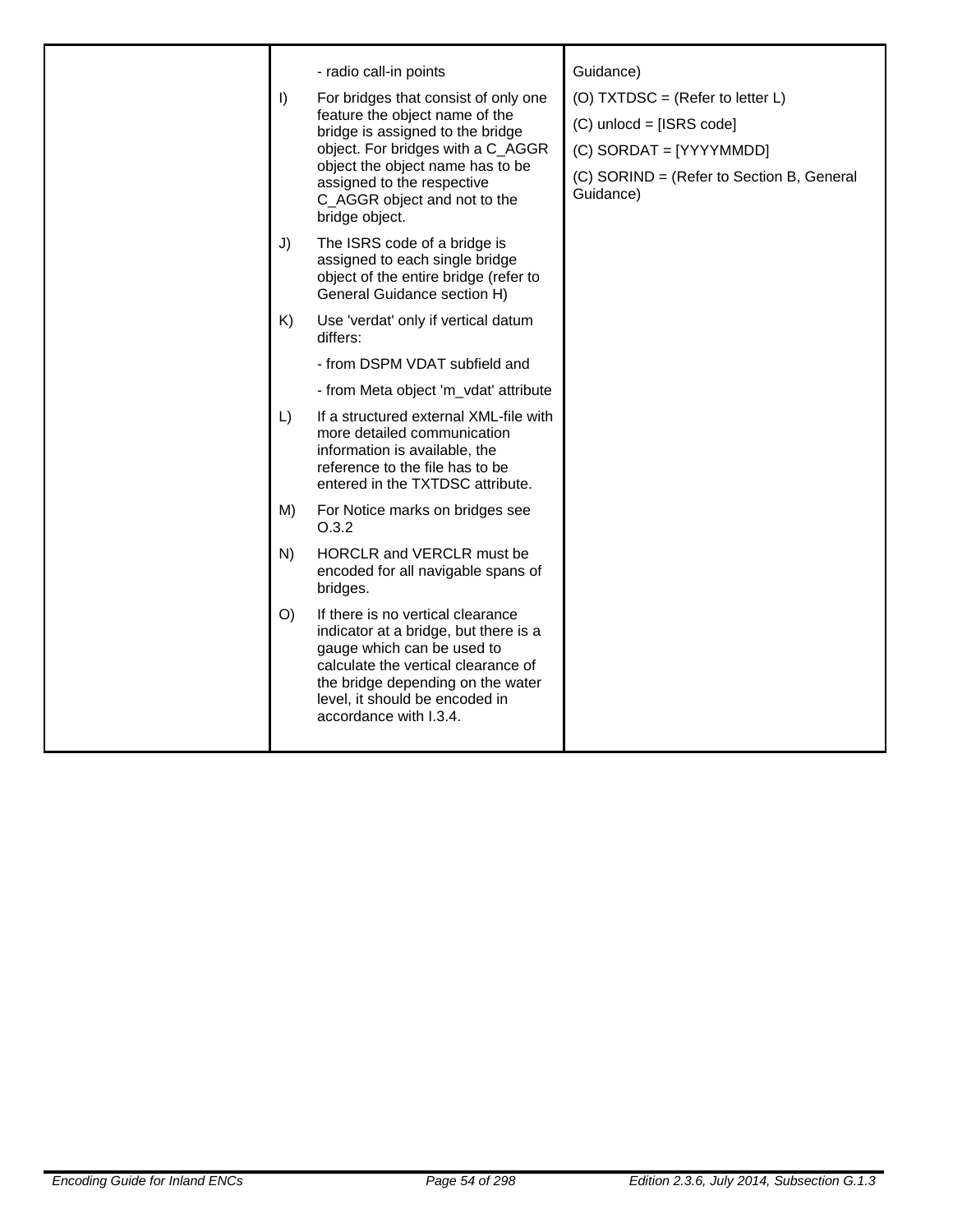| | | |
|---|---|---|
| | - radio call-in points<br><br>I) For bridges that consist of only one feature the object name of the bridge is assigned to the bridge object. For bridges with a C_AGGR object the object name has to be assigned to the respective C_AGGR object and not to the bridge object.<br><br>J) The ISRS code of a bridge is assigned to each single bridge object of the entire bridge (refer to General Guidance section H)<br><br>K) Use 'verdat' only if vertical datum differs:<br>- from DSPM VDAT subfield and<br>- from Meta object 'm_vdat' attribute<br><br>L) If a structured external XML-file with more detailed communication information is available, the reference to the file has to be entered in the TXTDSC attribute.<br><br>M) For Notice marks on bridges see O.3.2<br><br>N) HORCLR and VERCLR must be encoded for all navigable spans of bridges.<br><br>O) If there is no vertical clearance indicator at a bridge, but there is a gauge which can be used to calculate the vertical clearance of the bridge depending on the water level, it should be encoded in accordance with I.3.4. | Guidance)<br><br>(O) TXTDSC = (Refer to letter L)<br><br>(C) unlocd = [ISRS code]<br><br>(C) SORDAT = [YYYYMMDD]<br><br>(C) SORIND = (Refer to Section B, General Guidance) |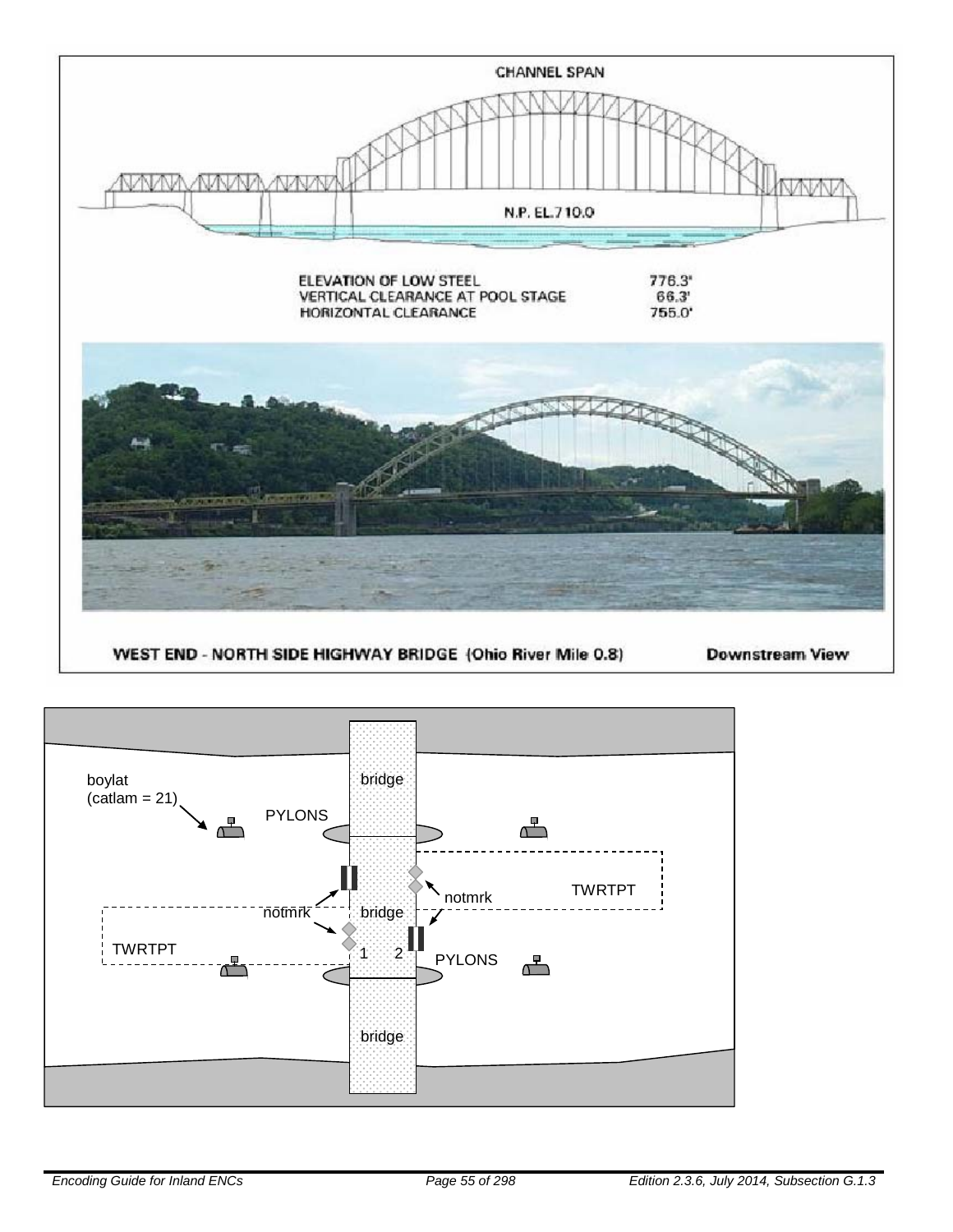CHANNEL SPAN

N.P. EL.710.0

ELEVATION OF LOW STEEL 776.3'
VERTICAL CLEARANCE AT POOL STAGE 66.3'
HORIZONTAL CLEARANCE 755.0'

WEST END - NORTH SIDE HIGHWAY BRIDGE (Ohio River Mile 0.8) Downstream View

boylat
(catlam = 21)

PYLONS

bridge

notmrk

TWRTPT

bridge

notmrk

TWRTPT

1 2

PYLONS

bridge